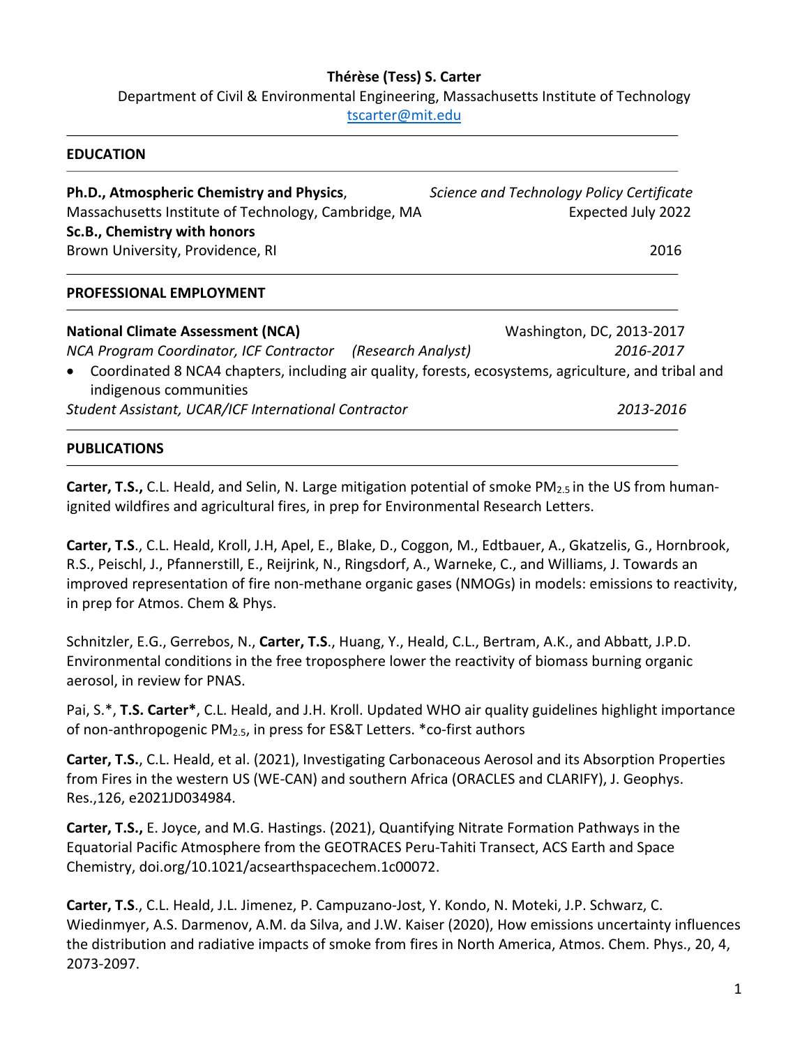**Thérèse (Tess) S. Carter**

Department of Civil & Environmental Engineering, Massachusetts Institute of Technology

tscarter@mit.edu

## EDUCATION

**Ph.D., Atmospheric Chemistry and Physics**, *Science and Technology Policy Certificate*
Massachusetts Institute of Technology, Cambridge, MA — Expected July 2022

**Sc.B., Chemistry with honors**
Brown University, Providence, RI — 2016

## PROFESSIONAL EMPLOYMENT

**National Climate Assessment (NCA)** — Washington, DC, 2013-2017

*NCA Program Coordinator, ICF Contractor (Research Analyst)* — *2016-2017*

- Coordinated 8 NCA4 chapters, including air quality, forests, ecosystems, agriculture, and tribal and indigenous communities

*Student Assistant, UCAR/ICF International Contractor* — *2013-2016*

## PUBLICATIONS

**Carter, T.S.,** C.L. Heald, and Selin, N. Large mitigation potential of smoke $PM_{2.5}$ in the US from human-ignited wildfires and agricultural fires, in prep for Environmental Research Letters.

**Carter, T.S**., C.L. Heald, Kroll, J.H, Apel, E., Blake, D., Coggon, M., Edtbauer, A., Gkatzelis, G., Hornbrook, R.S., Peischl, J., Pfannerstill, E., Reijrink, N., Ringsdorf, A., Warneke, C., and Williams, J. Towards an improved representation of fire non-methane organic gases (NMOGs) in models: emissions to reactivity, in prep for Atmos. Chem & Phys.

Schnitzler, E.G., Gerrebos, N., **Carter, T.S**., Huang, Y., Heald, C.L., Bertram, A.K., and Abbatt, J.P.D. Environmental conditions in the free troposphere lower the reactivity of biomass burning organic aerosol, in review for PNAS.

Pai, S.*, **T.S. Carter***, C.L. Heald, and J.H. Kroll. Updated WHO air quality guidelines highlight importance of non-anthropogenic $PM_{2.5}$, in press for ES&T Letters. *co-first authors

**Carter, T.S.**, C.L. Heald, et al. (2021), Investigating Carbonaceous Aerosol and its Absorption Properties from Fires in the western US (WE-CAN) and southern Africa (ORACLES and CLARIFY), J. Geophys. Res.,126, e2021JD034984.

**Carter, T.S.,** E. Joyce, and M.G. Hastings. (2021), Quantifying Nitrate Formation Pathways in the Equatorial Pacific Atmosphere from the GEOTRACES Peru-Tahiti Transect, ACS Earth and Space Chemistry, doi.org/10.1021/acsearthspacechem.1c00072.

**Carter, T.S**., C.L. Heald, J.L. Jimenez, P. Campuzano-Jost, Y. Kondo, N. Moteki, J.P. Schwarz, C. Wiedinmyer, A.S. Darmenov, A.M. da Silva, and J.W. Kaiser (2020), How emissions uncertainty influences the distribution and radiative impacts of smoke from fires in North America, Atmos. Chem. Phys., 20, 4, 2073-2097.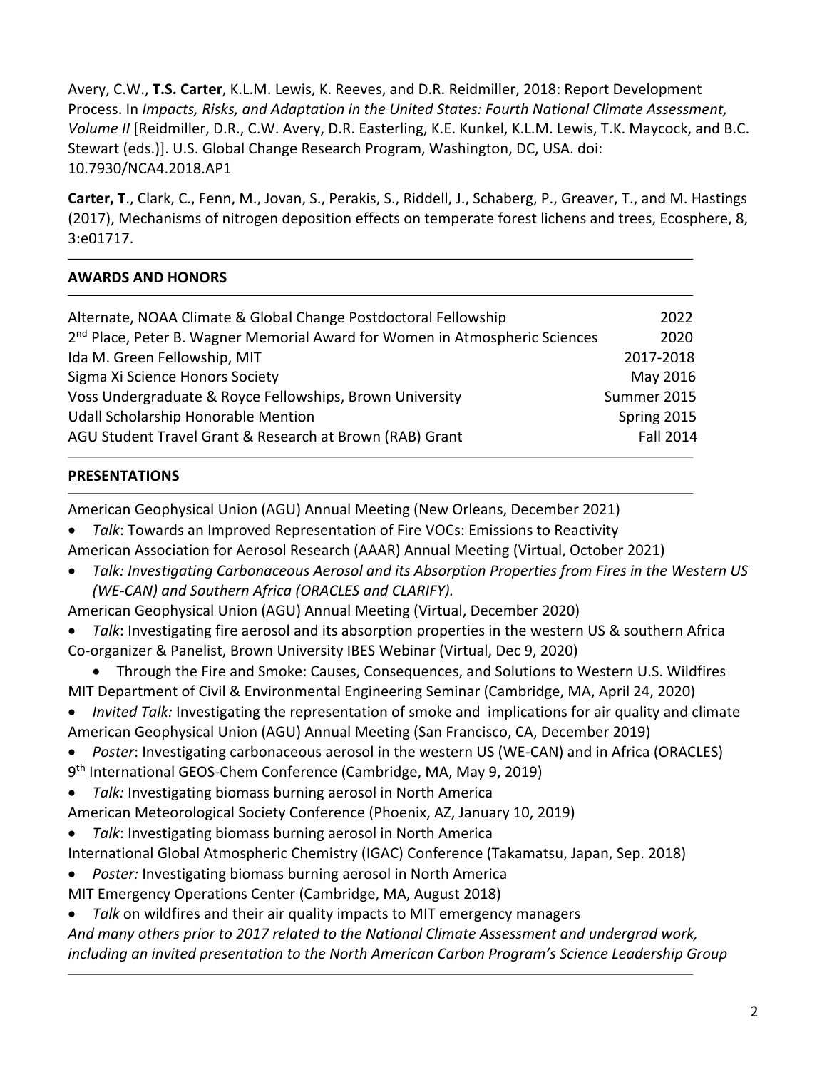Avery, C.W., **T.S. Carter**, K.L.M. Lewis, K. Reeves, and D.R. Reidmiller, 2018: Report Development Process. In *Impacts, Risks, and Adaptation in the United States: Fourth National Climate Assessment, Volume II* [Reidmiller, D.R., C.W. Avery, D.R. Easterling, K.E. Kunkel, K.L.M. Lewis, T.K. Maycock, and B.C. Stewart (eds.)]. U.S. Global Change Research Program, Washington, DC, USA. doi: 10.7930/NCA4.2018.AP1

**Carter, T**., Clark, C., Fenn, M., Jovan, S., Perakis, S., Riddell, J., Schaberg, P., Greaver, T., and M. Hastings (2017), Mechanisms of nitrogen deposition effects on temperate forest lichens and trees, Ecosphere, 8, 3:e01717.

## AWARDS AND HONORS

| | |
|---|---|
| Alternate, NOAA Climate & Global Change Postdoctoral Fellowship | 2022 |
| 2nd Place, Peter B. Wagner Memorial Award for Women in Atmospheric Sciences | 2020 |
| Ida M. Green Fellowship, MIT | 2017-2018 |
| Sigma Xi Science Honors Society | May 2016 |
| Voss Undergraduate & Royce Fellowships, Brown University | Summer 2015 |
| Udall Scholarship Honorable Mention | Spring 2015 |
| AGU Student Travel Grant & Research at Brown (RAB) Grant | Fall 2014 |

## PRESENTATIONS

American Geophysical Union (AGU) Annual Meeting (New Orleans, December 2021)

- *Talk*: Towards an Improved Representation of Fire VOCs: Emissions to Reactivity

American Association for Aerosol Research (AAAR) Annual Meeting (Virtual, October 2021)

- *Talk: Investigating Carbonaceous Aerosol and its Absorption Properties from Fires in the Western US (WE-CAN) and Southern Africa (ORACLES and CLARIFY).*

American Geophysical Union (AGU) Annual Meeting (Virtual, December 2020)

- *Talk*: Investigating fire aerosol and its absorption properties in the western US & southern Africa

Co-organizer & Panelist, Brown University IBES Webinar (Virtual, Dec 9, 2020)

- Through the Fire and Smoke: Causes, Consequences, and Solutions to Western U.S. Wildfires

MIT Department of Civil & Environmental Engineering Seminar (Cambridge, MA, April 24, 2020)

- *Invited Talk:* Investigating the representation of smoke and implications for air quality and climate

American Geophysical Union (AGU) Annual Meeting (San Francisco, CA, December 2019)

- *Poster*: Investigating carbonaceous aerosol in the western US (WE-CAN) and in Africa (ORACLES)

9th International GEOS-Chem Conference (Cambridge, MA, May 9, 2019)

- *Talk:* Investigating biomass burning aerosol in North America

American Meteorological Society Conference (Phoenix, AZ, January 10, 2019)

- *Talk*: Investigating biomass burning aerosol in North America

International Global Atmospheric Chemistry (IGAC) Conference (Takamatsu, Japan, Sep. 2018)

- *Poster:* Investigating biomass burning aerosol in North America

MIT Emergency Operations Center (Cambridge, MA, August 2018)

- *Talk* on wildfires and their air quality impacts to MIT emergency managers

*And many others prior to 2017 related to the National Climate Assessment and undergrad work, including an invited presentation to the North American Carbon Program's Science Leadership Group*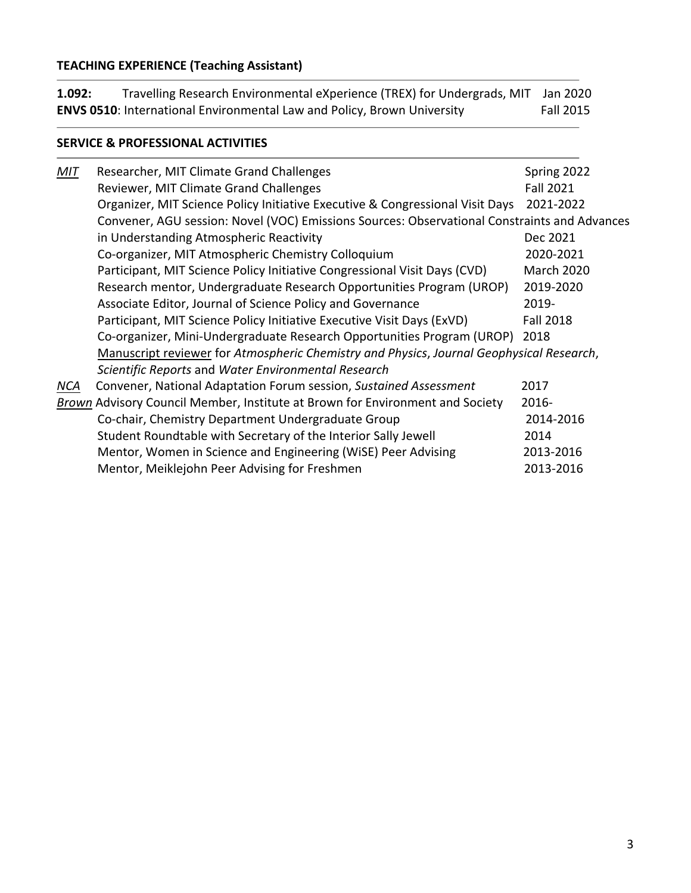**TEACHING EXPERIENCE (Teaching Assistant)**

| | | |
|---|---|---|
| **1.092:** | Travelling Research Environmental eXperience (TREX) for Undergrads, MIT | Jan 2020 |
| **ENVS 0510**: | International Environmental Law and Policy, Brown University | Fall 2015 |

**SERVICE & PROFESSIONAL ACTIVITIES**

| | | |
|---|---|---|
| *MIT* | Researcher, MIT Climate Grand Challenges | Spring 2022 |
| | Reviewer, MIT Climate Grand Challenges | Fall 2021 |
| | Organizer, MIT Science Policy Initiative Executive & Congressional Visit Days | 2021-2022 |
| | Convener, AGU session: Novel (VOC) Emissions Sources: Observational Constraints and Advances in Understanding Atmospheric Reactivity | Dec 2021 |
| | Co-organizer, MIT Atmospheric Chemistry Colloquium | 2020-2021 |
| | Participant, MIT Science Policy Initiative Congressional Visit Days (CVD) | March 2020 |
| | Research mentor, Undergraduate Research Opportunities Program (UROP) | 2019-2020 |
| | Associate Editor, Journal of Science Policy and Governance | 2019- |
| | Participant, MIT Science Policy Initiative Executive Visit Days (ExVD) | Fall 2018 |
| | Co-organizer, Mini-Undergraduate Research Opportunities Program (UROP) | 2018 |
| | Manuscript reviewer for *Atmospheric Chemistry and Physics*, *Journal Geophysical Research*, *Scientific Reports* and *Water Environmental Research* | |
| *NCA* | Convener, National Adaptation Forum session, *Sustained Assessment* | 2017 |
| *Brown* | Advisory Council Member, Institute at Brown for Environment and Society | 2016- |
| | Co-chair, Chemistry Department Undergraduate Group | 2014-2016 |
| | Student Roundtable with Secretary of the Interior Sally Jewell | 2014 |
| | Mentor, Women in Science and Engineering (WiSE) Peer Advising | 2013-2016 |
| | Mentor, Meiklejohn Peer Advising for Freshmen | 2013-2016 |